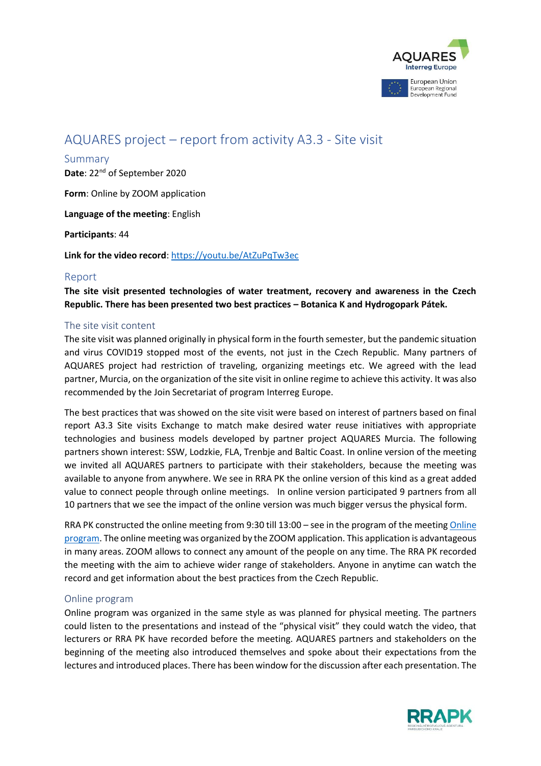# AQUARES project – report from activity A3.3 - Site visit

## Summary

**Date**: 22nd of September 2020

**Form**: Online by ZOOM application

**Language of the meeting**: English

**Participants**: 44

**Link for the video record**: https://youtu.be/AtZuPqTw3ec

## Report

**The site visit presented technologies of water treatment, recovery and awareness in the Czech Republic. There has been presented two best practices – Botanica K and Hydrogopark Pátek.**

### The site visit content

The site visit was planned originally in physical form in the fourth semester, but the pandemic situation and virus COVID19 stopped most of the events, not just in the Czech Republic. Many partners of AQUARES project had restriction of traveling, organizing meetings etc. We agreed with the lead partner, Murcia, on the organization of the site visit in online regime to achieve this activity. It was also recommended by the Join Secretariat of program Interreg Europe.

The best practices that was showed on the site visit were based on interest of partners based on final report A3.3 Site visits Exchange to match make desired water reuse initiatives with appropriate technologies and business models developed by partner project AQUARES Murcia. The following partners shown interest: SSW, Lodzkie, FLA, Trenbje and Baltic Coast. In online version of the meeting we invited all AQUARES partners to participate with their stakeholders, because the meeting was available to anyone from anywhere. We see in RRA PK the online version of this kind as a great added value to connect people through online meetings. In online version participated 9 partners from all 10 partners that we see the impact of the online version was much bigger versus the physical form.

RRA PK constructed the online meeting from 9:30 till 13:00 – see in the program of the meeting Online program. The online meeting was organized by the ZOOM application. This application is advantageous in many areas. ZOOM allows to connect any amount of the people on any time. The RRA PK recorded the meeting with the aim to achieve wider range of stakeholders. Anyone in anytime can watch the record and get information about the best practices from the Czech Republic.

### Online program

Online program was organized in the same style as was planned for physical meeting. The partners could listen to the presentations and instead of the "physical visit" they could watch the video, that lecturers or RRA PK have recorded before the meeting. AQUARES partners and stakeholders on the beginning of the meeting also introduced themselves and spoke about their expectations from the lectures and introduced places. There has been window for the discussion after each presentation. The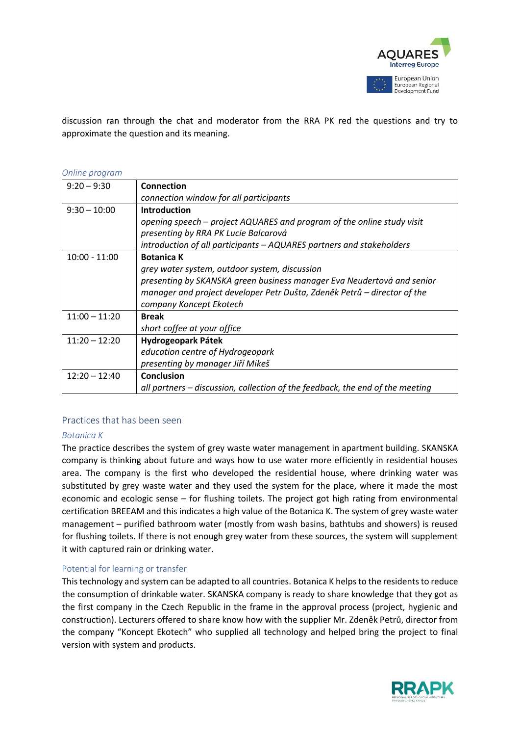discussion ran through the chat and moderator from the RRA PK red the questions and try to approximate the question and its meaning.

*Online program*

| | |
|---|---|
| 9:20 – 9:30 | **Connection**<br>*connection window for all participants* |
| 9:30 – 10:00 | **Introduction**<br>*opening speech – project AQUARES and program of the online study visit presenting by RRA PK Lucie Balcarová*<br>*introduction of all participants – AQUARES partners and stakeholders* |
| 10:00 - 11:00 | **Botanica K**<br>*grey water system, outdoor system, discussion*<br>*presenting by SKANSKA green business manager Eva Neudertová and senior manager and project developer Petr Dušta, Zdeněk Petrů – director of the company Koncept Ekotech* |
| 11:00 – 11:20 | **Break**<br>*short coffee at your office* |
| 11:20 – 12:20 | **Hydrogeopark Pátek**<br>*education centre of Hydrogeopark*<br>*presenting by manager Jiří Mikeš* |
| 12:20 – 12:40 | **Conclusion**<br>*all partners – discussion, collection of the feedback, the end of the meeting* |

## Practices that has been seen

### *Botanica K*

The practice describes the system of grey waste water management in apartment building. SKANSKA company is thinking about future and ways how to use water more efficiently in residential houses area. The company is the first who developed the residential house, where drinking water was substituted by grey waste water and they used the system for the place, where it made the most economic and ecologic sense – for flushing toilets. The project got high rating from environmental certification BREEAM and this indicates a high value of the Botanica K. The system of grey waste water management – purified bathroom water (mostly from wash basins, bathtubs and showers) is reused for flushing toilets. If there is not enough grey water from these sources, the system will supplement it with captured rain or drinking water.

### Potential for learning or transfer

This technology and system can be adapted to all countries. Botanica K helps to the residents to reduce the consumption of drinkable water. SKANSKA company is ready to share knowledge that they got as the first company in the Czech Republic in the frame in the approval process (project, hygienic and construction). Lecturers offered to share know how with the supplier Mr. Zdeněk Petrů, director from the company "Koncept Ekotech" who supplied all technology and helped bring the project to final version with system and products.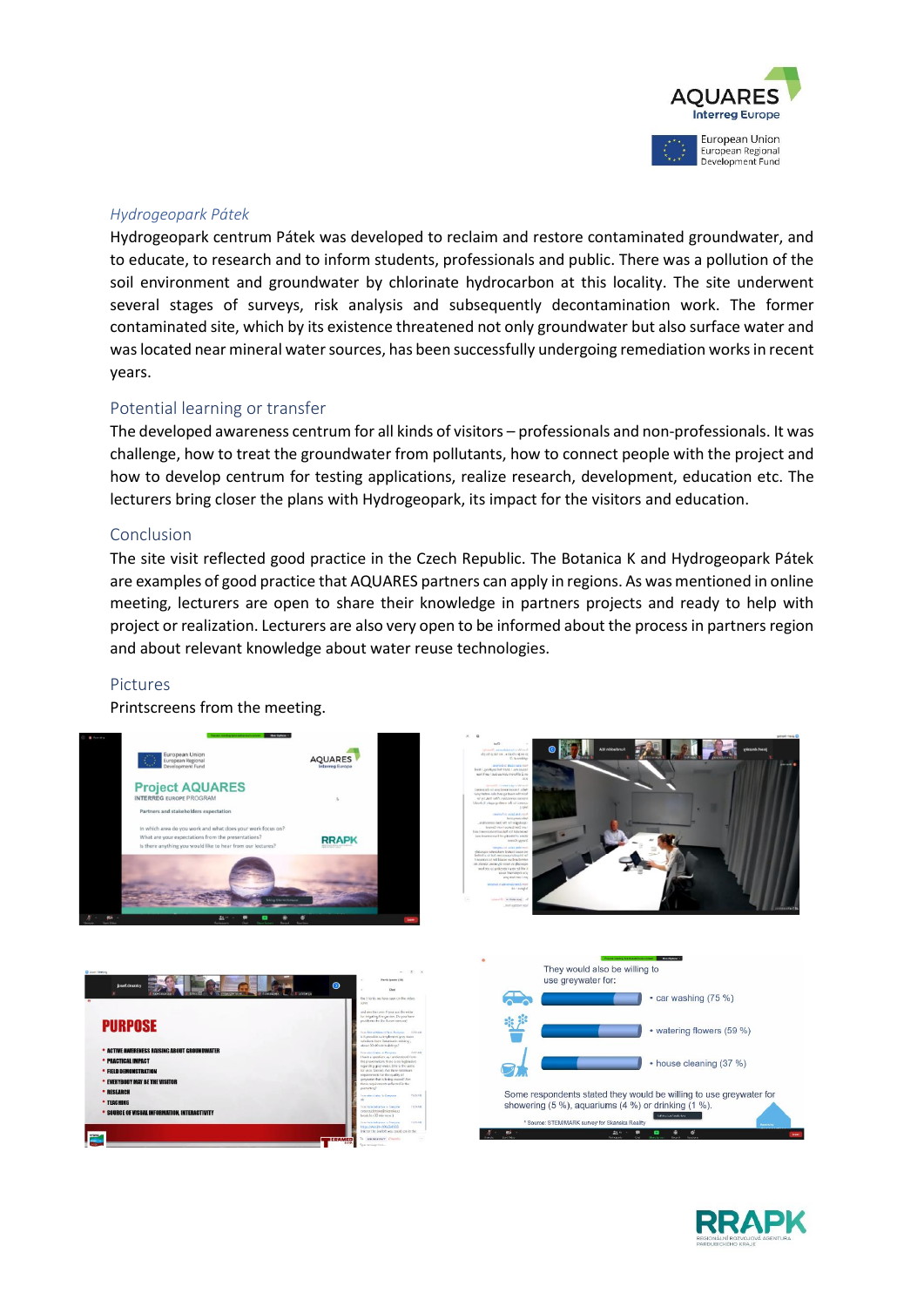### *Hydrogeopark Pátek*

Hydrogeopark centrum Pátek was developed to reclaim and restore contaminated groundwater, and to educate, to research and to inform students, professionals and public. There was a pollution of the soil environment and groundwater by chlorinate hydrocarbon at this locality. The site underwent several stages of surveys, risk analysis and subsequently decontamination work. The former contaminated site, which by its existence threatened not only groundwater but also surface water and was located near mineral water sources, has been successfully undergoing remediation works in recent years.

### Potential learning or transfer

The developed awareness centrum for all kinds of visitors – professionals and non-professionals. It was challenge, how to treat the groundwater from pollutants, how to connect people with the project and how to develop centrum for testing applications, realize research, development, education etc. The lecturers bring closer the plans with Hydrogeopark, its impact for the visitors and education.

### Conclusion

The site visit reflected good practice in the Czech Republic. The Botanica K and Hydrogeopark Pátek are examples of good practice that AQUARES partners can apply in regions. As was mentioned in online meeting, lecturers are open to share their knowledge in partners projects and ready to help with project or realization. Lecturers are also very open to be informed about the process in partners region and about relevant knowledge about water reuse technologies.

### Pictures

Printscreens from the meeting.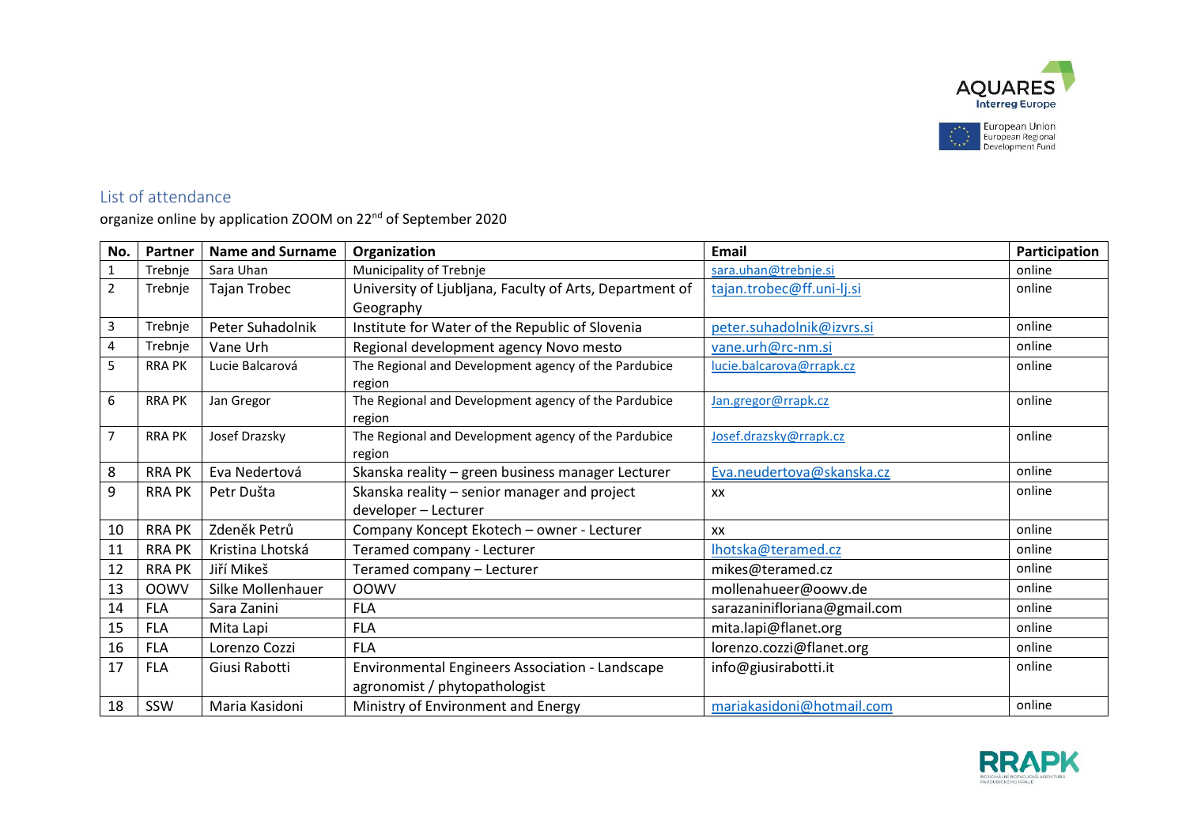## List of attendance

organize online by application ZOOM on 22nd of September 2020

| No. | Partner | Name and Surname | Organization | Email | Participation |
|---|---|---|---|---|---|
| 1 | Trebnje | Sara Uhan | Municipality of Trebnje | sara.uhan@trebnje.si | online |
| 2 | Trebnje | Tajan Trobec | University of Ljubljana, Faculty of Arts, Department of Geography | tajan.trobec@ff.uni-lj.si | online |
| 3 | Trebnje | Peter Suhadolnik | Institute for Water of the Republic of Slovenia | peter.suhadolnik@izvrs.si | online |
| 4 | Trebnje | Vane Urh | Regional development agency Novo mesto | vane.urh@rc-nm.si | online |
| 5 | RRA PK | Lucie Balcarová | The Regional and Development agency of the Pardubice region | lucie.balcarova@rrapk.cz | online |
| 6 | RRA PK | Jan Gregor | The Regional and Development agency of the Pardubice region | Jan.gregor@rrapk.cz | online |
| 7 | RRA PK | Josef Drazsky | The Regional and Development agency of the Pardubice region | Josef.drazsky@rrapk.cz | online |
| 8 | RRA PK | Eva Nedertová | Skanska reality – green business manager Lecturer | Eva.neudertova@skanska.cz | online |
| 9 | RRA PK | Petr Dušta | Skanska reality – senior manager and project developer – Lecturer | xx | online |
| 10 | RRA PK | Zdeněk Petrů | Company Koncept Ekotech – owner - Lecturer | xx | online |
| 11 | RRA PK | Kristina Lhotská | Teramed company - Lecturer | lhotska@teramed.cz | online |
| 12 | RRA PK | Jiří Mikeš | Teramed company – Lecturer | mikes@teramed.cz | online |
| 13 | OOWV | Silke Mollenhauer | OOWV | mollenahueer@oowv.de | online |
| 14 | FLA | Sara Zanini | FLA | sarazaninifloriana@gmail.com | online |
| 15 | FLA | Mita Lapi | FLA | mita.lapi@flanet.org | online |
| 16 | FLA | Lorenzo Cozzi | FLA | lorenzo.cozzi@flanet.org | online |
| 17 | FLA | Giusi Rabotti | Environmental Engineers Association - Landscape agronomist / phytopathologist | info@giusirabotti.it | online |
| 18 | SSW | Maria Kasidoni | Ministry of Environment and Energy | mariakasidoni@hotmail.com | online |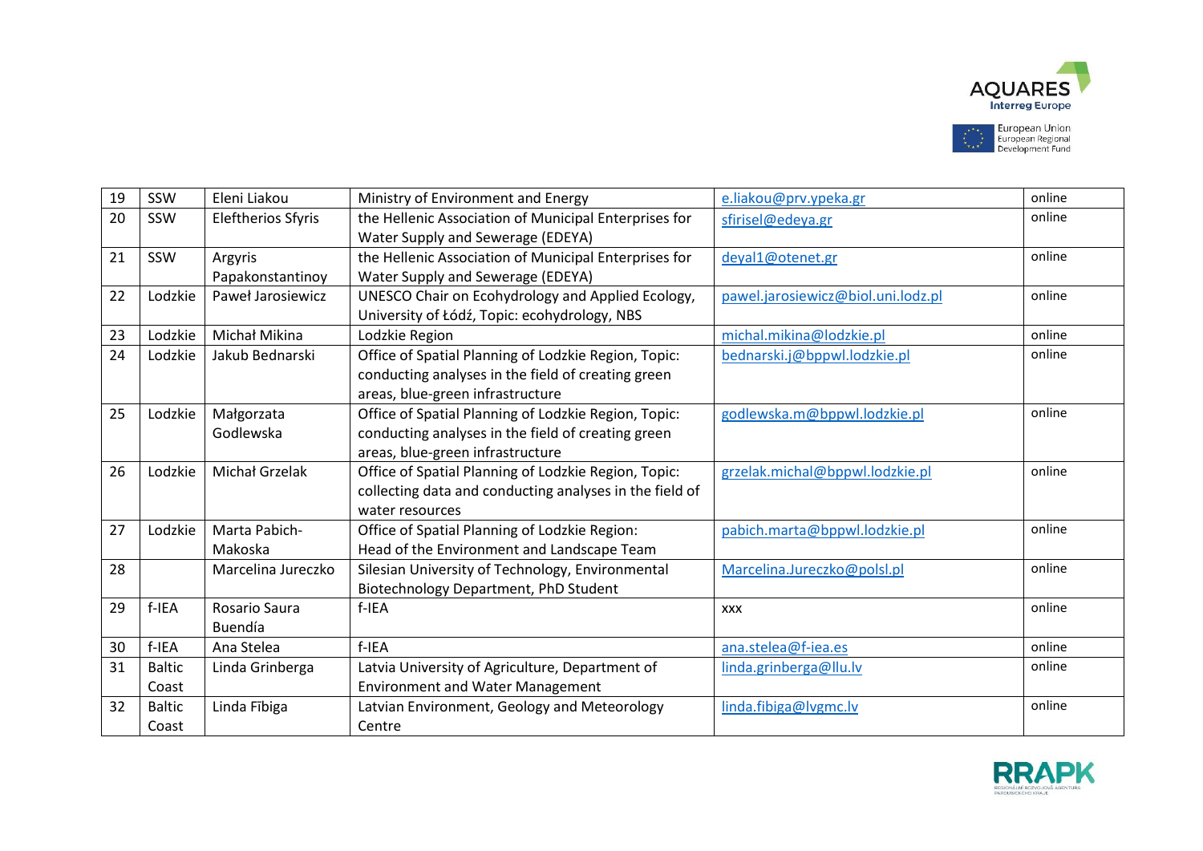| 19 | SSW | Eleni Liakou | Ministry of Environment and Energy | e.liakou@prv.ypeka.gr | online |
|---|---|---|---|---|---|
| 20 | SSW | Eleftherios Sfyris | the Hellenic Association of Municipal Enterprises for Water Supply and Sewerage (EDEYA) | sfirisel@edeya.gr | online |
| 21 | SSW | Argyris Papakonstantinoy | the Hellenic Association of Municipal Enterprises for Water Supply and Sewerage (EDEYA) | deyal1@otenet.gr | online |
| 22 | Lodzkie | Paweł Jarosiewicz | UNESCO Chair on Ecohydrology and Applied Ecology, University of Łódź, Topic: ecohydrology, NBS | pawel.jarosiewicz@biol.uni.lodz.pl | online |
| 23 | Lodzkie | Michał Mikina | Lodzkie Region | michal.mikina@lodzkie.pl | online |
| 24 | Lodzkie | Jakub Bednarski | Office of Spatial Planning of Lodzkie Region, Topic: conducting analyses in the field of creating green areas, blue-green infrastructure | bednarski.j@bppwl.lodzkie.pl | online |
| 25 | Lodzkie | Małgorzata Godlewska | Office of Spatial Planning of Lodzkie Region, Topic: conducting analyses in the field of creating green areas, blue-green infrastructure | godlewska.m@bppwl.lodzkie.pl | online |
| 26 | Lodzkie | Michał Grzelak | Office of Spatial Planning of Lodzkie Region, Topic: collecting data and conducting analyses in the field of water resources | grzelak.michal@bppwl.lodzkie.pl | online |
| 27 | Lodzkie | Marta Pabich-Makoska | Office of Spatial Planning of Lodzkie Region: Head of the Environment and Landscape Team | pabich.marta@bppwl.lodzkie.pl | online |
| 28 | | Marcelina Jureczko | Silesian University of Technology, Environmental Biotechnology Department, PhD Student | Marcelina.Jureczko@polsl.pl | online |
| 29 | f-IEA | Rosario Saura Buendía | f-IEA | xxx | online |
| 30 | f-IEA | Ana Stelea | f-IEA | ana.stelea@f-iea.es | online |
| 31 | Baltic Coast | Linda Grinberga | Latvia University of Agriculture, Department of Environment and Water Management | linda.grinberga@llu.lv | online |
| 32 | Baltic Coast | Linda Fībiga | Latvian Environment, Geology and Meteorology Centre | linda.fibiga@lvgmc.lv | online |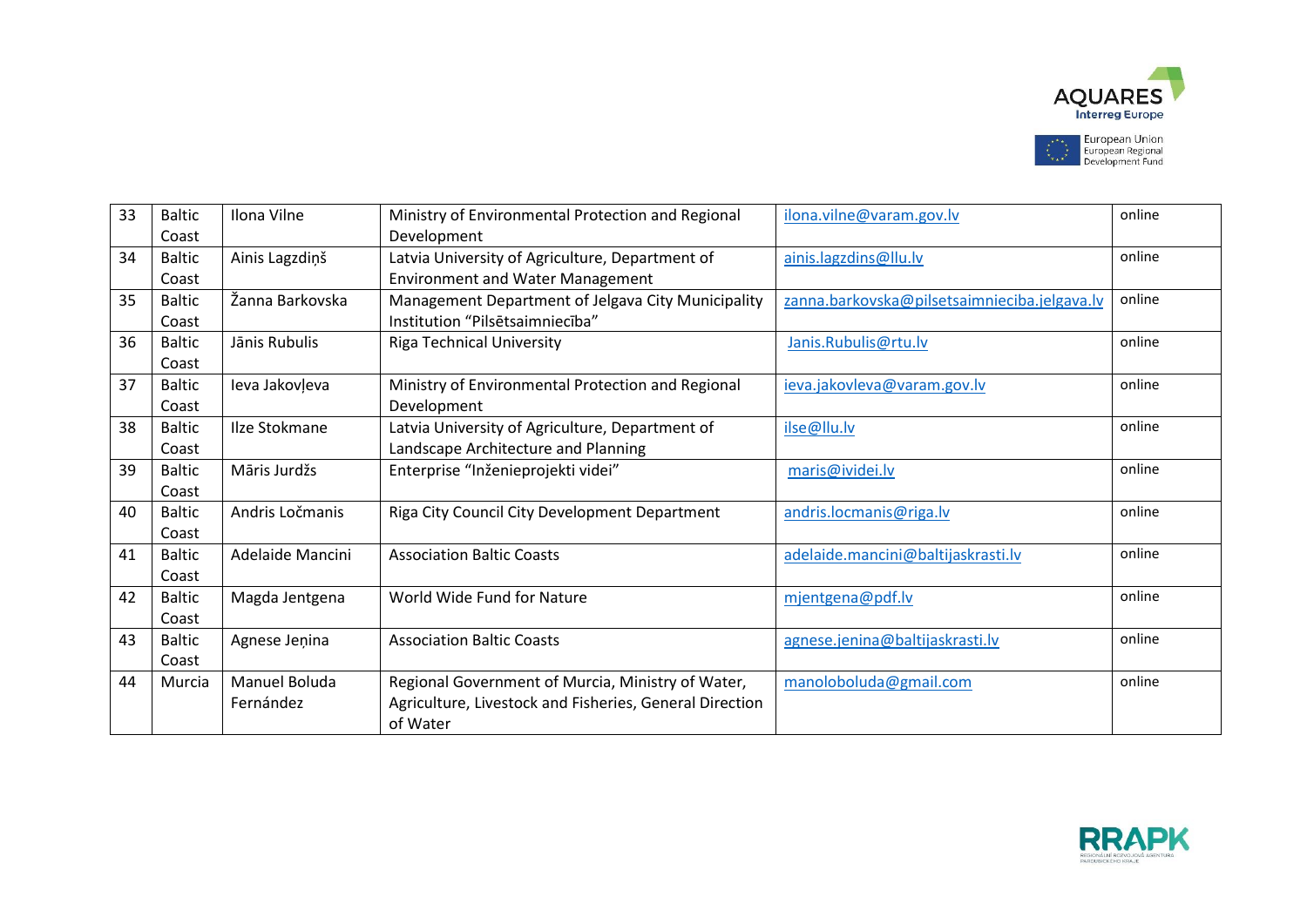| | | | | | |
|---|---|---|---|---|---|
| 33 | Baltic Coast | Ilona Vilne | Ministry of Environmental Protection and Regional Development | ilona.vilne@varam.gov.lv | online |
| 34 | Baltic Coast | Ainis Lagzdiņš | Latvia University of Agriculture, Department of Environment and Water Management | ainis.lagzdins@llu.lv | online |
| 35 | Baltic Coast | Žanna Barkovska | Management Department of Jelgava City Municipality Institution "Pilsētsaimniecība" | zanna.barkovska@pilsetsaimnieciba.jelgava.lv | online |
| 36 | Baltic Coast | Jānis Rubulis | Riga Technical University | Janis.Rubulis@rtu.lv | online |
| 37 | Baltic Coast | Ieva Jakovļeva | Ministry of Environmental Protection and Regional Development | ieva.jakovleva@varam.gov.lv | online |
| 38 | Baltic Coast | Ilze Stokmane | Latvia University of Agriculture, Department of Landscape Architecture and Planning | ilse@llu.lv | online |
| 39 | Baltic Coast | Māris Jurdžs | Enterprise "Inženieprojekti videi" | maris@ividei.lv | online |
| 40 | Baltic Coast | Andris Ločmanis | Riga City Council City Development Department | andris.locmanis@riga.lv | online |
| 41 | Baltic Coast | Adelaide Mancini | Association Baltic Coasts | adelaide.mancini@baltijaskrasti.lv | online |
| 42 | Baltic Coast | Magda Jentgena | World Wide Fund for Nature | mjentgena@pdf.lv | online |
| 43 | Baltic Coast | Agnese Jeņina | Association Baltic Coasts | agnese.jenina@baltijaskrasti.lv | online |
| 44 | Murcia | Manuel Boluda Fernández | Regional Government of Murcia, Ministry of Water, Agriculture, Livestock and Fisheries, General Direction of Water | manoloboluda@gmail.com | online |